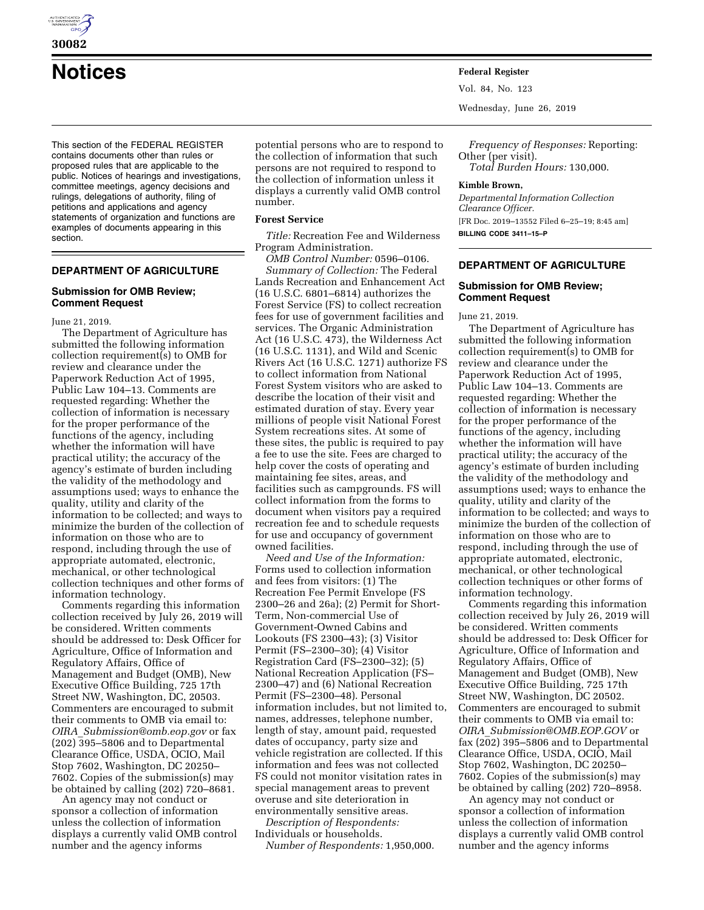# Notices

This section of the FEDERAL REGISTER contains documents other than rules or proposed rules that are applicable to the public. Notices of hearings and investigations, committee meetings, agency decisions and rulings, delegations of authority, filing of petitions and applications and agency statements of organization and functions are examples of documents appearing in this section.

## DEPARTMENT OF AGRICULTURE

### Submission for OMB Review; Comment Request

June 21, 2019.

The Department of Agriculture has submitted the following information collection requirement(s) to OMB for review and clearance under the Paperwork Reduction Act of 1995, Public Law 104–13. Comments are requested regarding: Whether the collection of information is necessary for the proper performance of the functions of the agency, including whether the information will have practical utility; the accuracy of the agency's estimate of burden including the validity of the methodology and assumptions used; ways to enhance the quality, utility and clarity of the information to be collected; and ways to minimize the burden of the collection of information on those who are to respond, including through the use of appropriate automated, electronic, mechanical, or other technological collection techniques and other forms of information technology.

Comments regarding this information collection received by July 26, 2019 will be considered. Written comments should be addressed to: Desk Officer for Agriculture, Office of Information and Regulatory Affairs, Office of Management and Budget (OMB), New Executive Office Building, 725 17th Street NW, Washington, DC, 20503. Commenters are encouraged to submit their comments to OMB via email to: *OIRA_Submission@omb.eop.gov* or fax (202) 395–5806 and to Departmental Clearance Office, USDA, OCIO, Mail Stop 7602, Washington, DC 20250–7602. Copies of the submission(s) may be obtained by calling (202) 720–8681.

An agency may not conduct or sponsor a collection of information unless the collection of information displays a currently valid OMB control number and the agency informs potential persons who are to respond to the collection of information that such persons are not required to respond to the collection of information unless it displays a currently valid OMB control number.

### Forest Service

*Title:* Recreation Fee and Wilderness Program Administration.

*OMB Control Number:* 0596–0106.

*Summary of Collection:* The Federal Lands Recreation and Enhancement Act (16 U.S.C. 6801–6814) authorizes the Forest Service (FS) to collect recreation fees for use of government facilities and services. The Organic Administration Act (16 U.S.C. 473), the Wilderness Act (16 U.S.C. 1131), and Wild and Scenic Rivers Act (16 U.S.C. 1271) authorize FS to collect information from National Forest System visitors who are asked to describe the location of their visit and estimated duration of stay. Every year millions of people visit National Forest System recreations sites. At some of these sites, the public is required to pay a fee to use the site. Fees are charged to help cover the costs of operating and maintaining fee sites, areas, and facilities such as campgrounds. FS will collect information from the forms to document when visitors pay a required recreation fee and to schedule requests for use and occupancy of government owned facilities.

*Need and Use of the Information:* Forms used to collection information and fees from visitors: (1) The Recreation Fee Permit Envelope (FS 2300–26 and 26a); (2) Permit for Short-Term, Non-commercial Use of Government-Owned Cabins and Lookouts (FS 2300–43); (3) Visitor Permit (FS–2300–30); (4) Visitor Registration Card (FS–2300–32); (5) National Recreation Application (FS–2300–47) and (6) National Recreation Permit (FS–2300–48). Personal information includes, but not limited to, names, addresses, telephone number, length of stay, amount paid, requested dates of occupancy, party size and vehicle registration are collected. If this information and fees was not collected FS could not monitor visitation rates in special management areas to prevent overuse and site deterioration in environmentally sensitive areas.

*Description of Respondents:* Individuals or households.

*Number of Respondents:* 1,950,000.

*Frequency of Responses:* Reporting: Other (per visit).

*Total Burden Hours:* 130,000.

**Kimble Brown,**

*Departmental Information Collection Clearance Officer.*

[FR Doc. 2019–13552 Filed 6–25–19; 8:45 am]

**BILLING CODE 3411–15–P**

## DEPARTMENT OF AGRICULTURE

### Submission for OMB Review; Comment Request

June 21, 2019.

The Department of Agriculture has submitted the following information collection requirement(s) to OMB for review and clearance under the Paperwork Reduction Act of 1995, Public Law 104–13. Comments are requested regarding: Whether the collection of information is necessary for the proper performance of the functions of the agency, including whether the information will have practical utility; the accuracy of the agency's estimate of burden including the validity of the methodology and assumptions used; ways to enhance the quality, utility and clarity of the information to be collected; and ways to minimize the burden of the collection of information on those who are to respond, including through the use of appropriate automated, electronic, mechanical, or other technological collection techniques or other forms of information technology.

Comments regarding this information collection received by July 26, 2019 will be considered. Written comments should be addressed to: Desk Officer for Agriculture, Office of Information and Regulatory Affairs, Office of Management and Budget (OMB), New Executive Office Building, 725 17th Street NW, Washington, DC 20502. Commenters are encouraged to submit their comments to OMB via email to: *OIRA_Submission@OMB.EOP.GOV* or fax (202) 395–5806 and to Departmental Clearance Office, USDA, OCIO, Mail Stop 7602, Washington, DC 20250–7602. Copies of the submission(s) may be obtained by calling (202) 720–8958.

An agency may not conduct or sponsor a collection of information unless the collection of information displays a currently valid OMB control number and the agency informs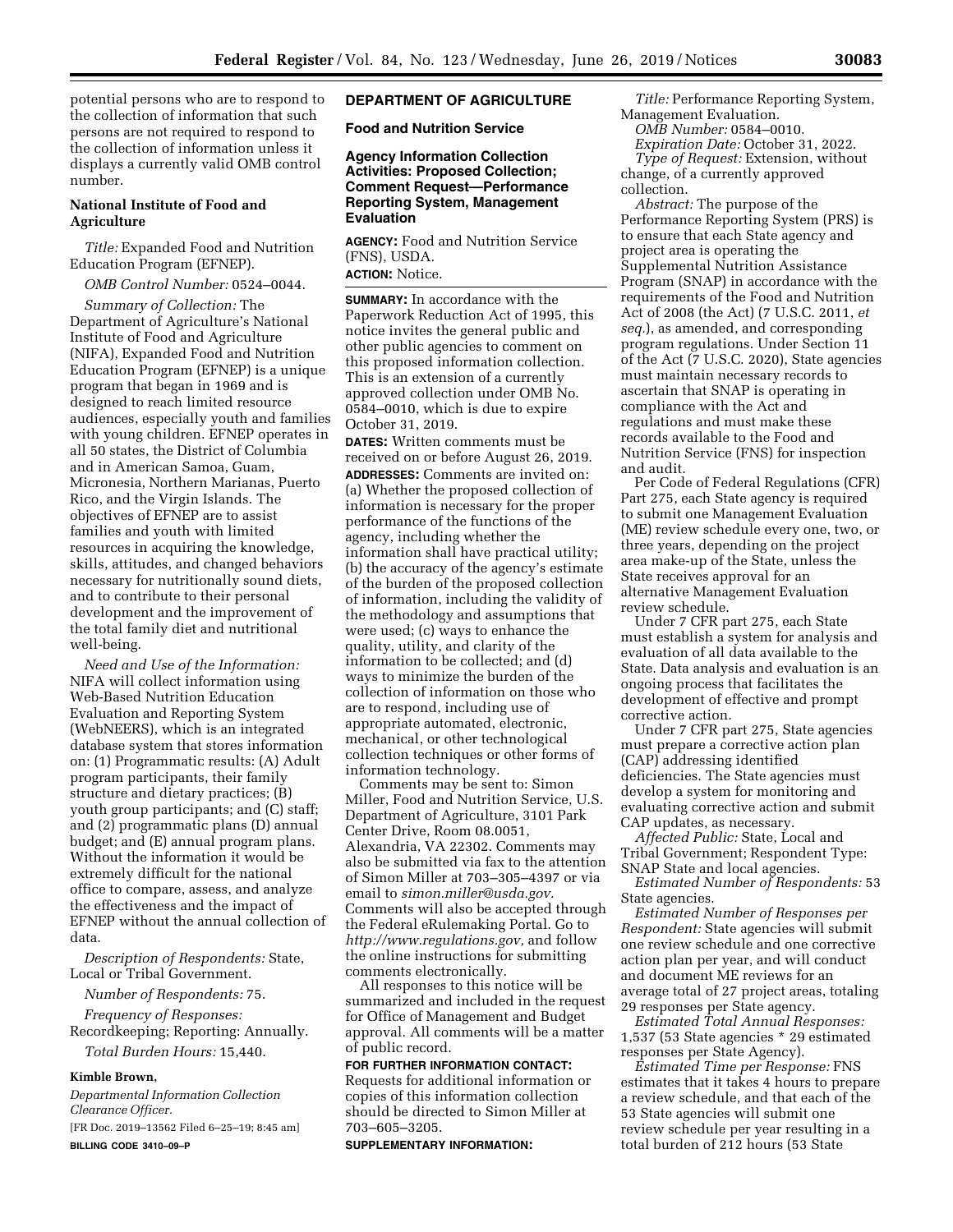potential persons who are to respond to the collection of information that such persons are not required to respond to the collection of information unless it displays a currently valid OMB control number.

**National Institute of Food and Agriculture**

*Title:* Expanded Food and Nutrition Education Program (EFNEP).

*OMB Control Number:* 0524–0044.

*Summary of Collection:* The Department of Agriculture's National Institute of Food and Agriculture (NIFA), Expanded Food and Nutrition Education Program (EFNEP) is a unique program that began in 1969 and is designed to reach limited resource audiences, especially youth and families with young children. EFNEP operates in all 50 states, the District of Columbia and in American Samoa, Guam, Micronesia, Northern Marianas, Puerto Rico, and the Virgin Islands. The objectives of EFNEP are to assist families and youth with limited resources in acquiring the knowledge, skills, attitudes, and changed behaviors necessary for nutritionally sound diets, and to contribute to their personal development and the improvement of the total family diet and nutritional well-being.

*Need and Use of the Information:* NIFA will collect information using Web-Based Nutrition Education Evaluation and Reporting System (WebNEERS), which is an integrated database system that stores information on: (1) Programmatic results: (A) Adult program participants, their family structure and dietary practices; (B) youth group participants; and (C) staff; and (2) programmatic plans (D) annual budget; and (E) annual program plans. Without the information it would be extremely difficult for the national office to compare, assess, and analyze the effectiveness and the impact of EFNEP without the annual collection of data.

*Description of Respondents:* State, Local or Tribal Government.

*Number of Respondents:* 75.

*Frequency of Responses:* Recordkeeping; Reporting: Annually.

*Total Burden Hours:* 15,440.

**Kimble Brown,**

*Departmental Information Collection Clearance Officer.*

[FR Doc. 2019–13562 Filed 6–25–19; 8:45 am]

**BILLING CODE 3410–09–P**

## DEPARTMENT OF AGRICULTURE

### Food and Nutrition Service

### Agency Information Collection Activities: Proposed Collection; Comment Request—Performance Reporting System, Management Evaluation

**AGENCY:** Food and Nutrition Service (FNS), USDA.

**ACTION:** Notice.

**SUMMARY:** In accordance with the Paperwork Reduction Act of 1995, this notice invites the general public and other public agencies to comment on this proposed information collection. This is an extension of a currently approved collection under OMB No. 0584–0010, which is due to expire October 31, 2019.

**DATES:** Written comments must be received on or before August 26, 2019.

**ADDRESSES:** Comments are invited on: (a) Whether the proposed collection of information is necessary for the proper performance of the functions of the agency, including whether the information shall have practical utility; (b) the accuracy of the agency's estimate of the burden of the proposed collection of information, including the validity of the methodology and assumptions that were used; (c) ways to enhance the quality, utility, and clarity of the information to be collected; and (d) ways to minimize the burden of the collection of information on those who are to respond, including use of appropriate automated, electronic, mechanical, or other technological collection techniques or other forms of information technology.

Comments may be sent to: Simon Miller, Food and Nutrition Service, U.S. Department of Agriculture, 3101 Park Center Drive, Room 08.0051, Alexandria, VA 22302. Comments may also be submitted via fax to the attention of Simon Miller at 703–305–4397 or via email to *simon.miller@usda.gov.* Comments will also be accepted through the Federal eRulemaking Portal. Go to *http://www.regulations.gov,* and follow the online instructions for submitting comments electronically.

All responses to this notice will be summarized and included in the request for Office of Management and Budget approval. All comments will be a matter of public record.

**FOR FURTHER INFORMATION CONTACT:** Requests for additional information or copies of this information collection should be directed to Simon Miller at 703–605–3205.

**SUPPLEMENTARY INFORMATION:**

*Title:* Performance Reporting System, Management Evaluation.

*OMB Number:* 0584–0010.

*Expiration Date:* October 31, 2022.

*Type of Request:* Extension, without change, of a currently approved collection.

*Abstract:* The purpose of the Performance Reporting System (PRS) is to ensure that each State agency and project area is operating the Supplemental Nutrition Assistance Program (SNAP) in accordance with the requirements of the Food and Nutrition Act of 2008 (the Act) (7 U.S.C. 2011, *et seq.*), as amended, and corresponding program regulations. Under Section 11 of the Act (7 U.S.C. 2020), State agencies must maintain necessary records to ascertain that SNAP is operating in compliance with the Act and regulations and must make these records available to the Food and Nutrition Service (FNS) for inspection and audit.

Per Code of Federal Regulations (CFR) Part 275, each State agency is required to submit one Management Evaluation (ME) review schedule every one, two, or three years, depending on the project area make-up of the State, unless the State receives approval for an alternative Management Evaluation review schedule.

Under 7 CFR part 275, each State must establish a system for analysis and evaluation of all data available to the State. Data analysis and evaluation is an ongoing process that facilitates the development of effective and prompt corrective action.

Under 7 CFR part 275, State agencies must prepare a corrective action plan (CAP) addressing identified deficiencies. The State agencies must develop a system for monitoring and evaluating corrective action and submit CAP updates, as necessary.

*Affected Public:* State, Local and Tribal Government; Respondent Type: SNAP State and local agencies.

*Estimated Number of Respondents:* 53 State agencies.

*Estimated Number of Responses per Respondent:* State agencies will submit one review schedule and one corrective action plan per year, and will conduct and document ME reviews for an average total of 27 project areas, totaling 29 responses per State agency.

*Estimated Total Annual Responses:* 1,537 (53 State agencies * 29 estimated responses per State Agency).

*Estimated Time per Response:* FNS estimates that it takes 4 hours to prepare a review schedule, and that each of the 53 State agencies will submit one review schedule per year resulting in a total burden of 212 hours (53 State